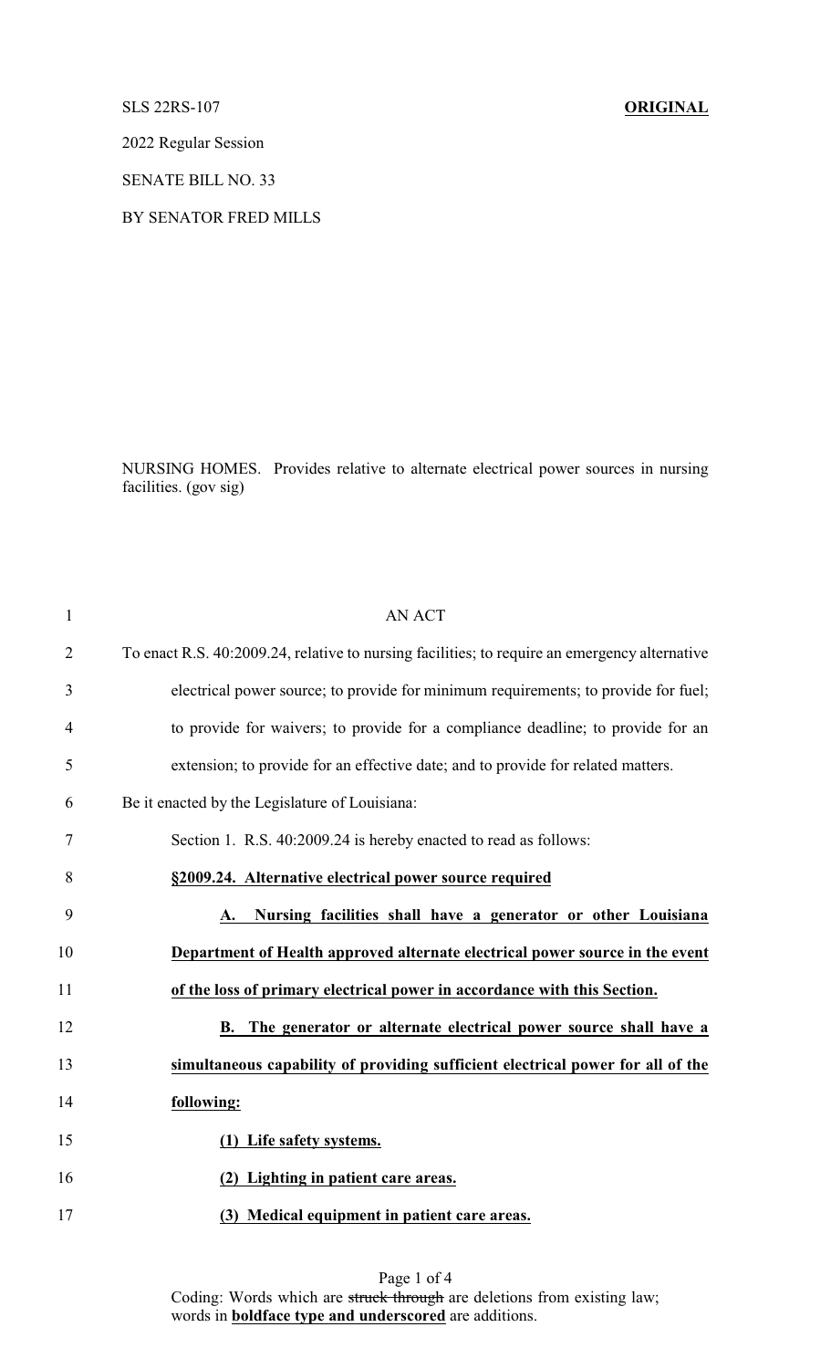SLS 22RS-107 **ORIGINAL**

2022 Regular Session

SENATE BILL NO. 33

BY SENATOR FRED MILLS

NURSING HOMES. Provides relative to alternate electrical power sources in nursing facilities. (gov sig)

AN ACT

To enact R.S. 40:2009.24, relative to nursing facilities; to require an emergency alternative electrical power source; to provide for minimum requirements; to provide for fuel; to provide for waivers; to provide for a compliance deadline; to provide for an extension; to provide for an effective date; and to provide for related matters.

Be it enacted by the Legislature of Louisiana:

Section 1. R.S. 40:2009.24 is hereby enacted to read as follows:

**§2009.24. Alternative electrical power source required**

**A. Nursing facilities shall have a generator or other Louisiana Department of Health approved alternate electrical power source in the event of the loss of primary electrical power in accordance with this Section.**

**B. The generator or alternate electrical power source shall have a simultaneous capability of providing sufficient electrical power for all of the following:**

**(1) Life safety systems.**

**(2) Lighting in patient care areas.**

**(3) Medical equipment in patient care areas.**

Coding: Words which are ~~struck through~~ are deletions from existing law; words in **boldface type and underscored** are additions.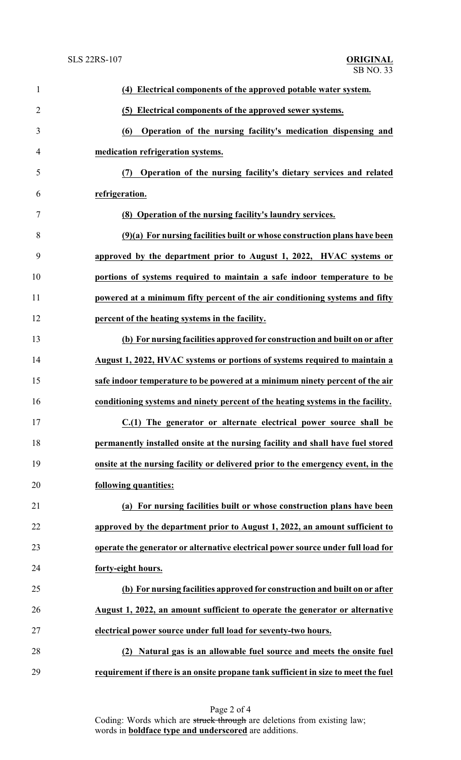**(4) Electrical components of the approved potable water system.**

**(5) Electrical components of the approved sewer systems.**

**(6) Operation of the nursing facility's medication dispensing and medication refrigeration systems.**

**(7) Operation of the nursing facility's dietary services and related refrigeration.**

**(8) Operation of the nursing facility's laundry services.**

**(9)(a) For nursing facilities built or whose construction plans have been approved by the department prior to August 1, 2022, HVAC systems or portions of systems required to maintain a safe indoor temperature to be powered at a minimum fifty percent of the air conditioning systems and fifty percent of the heating systems in the facility.**

**(b) For nursing facilities approved for construction and built on or after August 1, 2022, HVAC systems or portions of systems required to maintain a safe indoor temperature to be powered at a minimum ninety percent of the air conditioning systems and ninety percent of the heating systems in the facility.**

**C.(1) The generator or alternate electrical power source shall be permanently installed onsite at the nursing facility and shall have fuel stored onsite at the nursing facility or delivered prior to the emergency event, in the following quantities:**

**(a) For nursing facilities built or whose construction plans have been approved by the department prior to August 1, 2022, an amount sufficient to operate the generator or alternative electrical power source under full load for forty-eight hours.**

**(b) For nursing facilities approved for construction and built on or after August 1, 2022, an amount sufficient to operate the generator or alternative electrical power source under full load for seventy-two hours.**

**(2) Natural gas is an allowable fuel source and meets the onsite fuel requirement if there is an onsite propane tank sufficient in size to meet the fuel**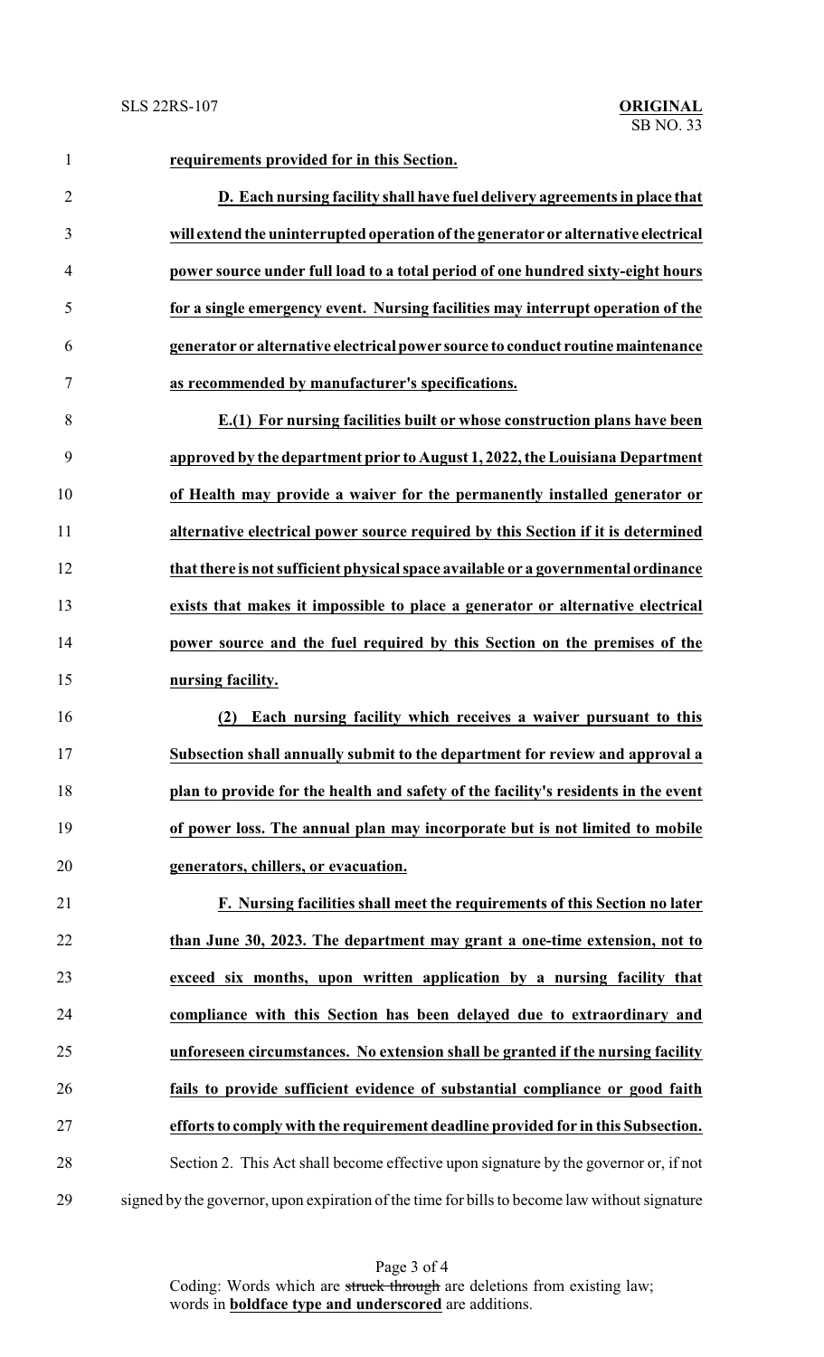**requirements provided for in this Section.**

**D. Each nursing facility shall have fuel delivery agreements in place that will extend the uninterrupted operation of the generator or alternative electrical power source under full load to a total period of one hundred sixty-eight hours for a single emergency event. Nursing facilities may interrupt operation of the generator or alternative electrical power source to conduct routine maintenance as recommended by manufacturer's specifications.**

**E.(1) For nursing facilities built or whose construction plans have been approved by the department prior to August 1, 2022, the Louisiana Department of Health may provide a waiver for the permanently installed generator or alternative electrical power source required by this Section if it is determined that there is not sufficient physical space available or a governmental ordinance exists that makes it impossible to place a generator or alternative electrical power source and the fuel required by this Section on the premises of the nursing facility.**

**(2) Each nursing facility which receives a waiver pursuant to this Subsection shall annually submit to the department for review and approval a plan to provide for the health and safety of the facility's residents in the event of power loss. The annual plan may incorporate but is not limited to mobile generators, chillers, or evacuation.**

**F. Nursing facilities shall meet the requirements of this Section no later than June 30, 2023. The department may grant a one-time extension, not to exceed six months, upon written application by a nursing facility that compliance with this Section has been delayed due to extraordinary and unforeseen circumstances. No extension shall be granted if the nursing facility fails to provide sufficient evidence of substantial compliance or good faith efforts to comply with the requirement deadline provided for in this Subsection.**

Section 2. This Act shall become effective upon signature by the governor or, if not signed by the governor, upon expiration of the time for bills to become law without signature

Coding: Words which are ~~struck through~~ are deletions from existing law; words in **boldface type and underscored** are additions.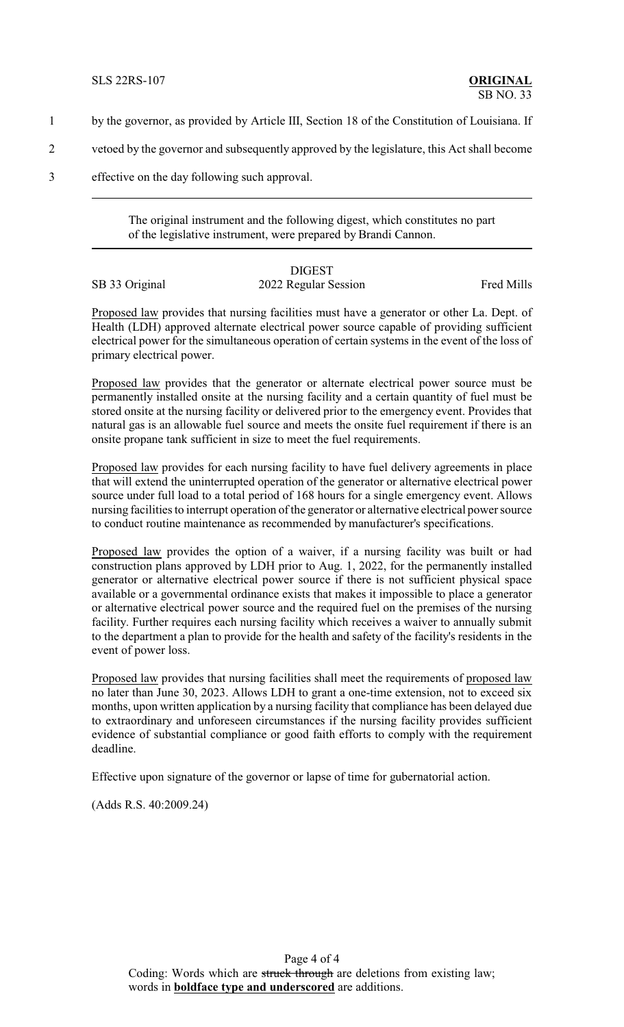by the governor, as provided by Article III, Section 18 of the Constitution of Louisiana. If vetoed by the governor and subsequently approved by the legislature, this Act shall become effective on the day following such approval.

---

The original instrument and the following digest, which constitutes no part of the legislative instrument, were prepared by Brandi Cannon.

---

DIGEST

SB 33 Original — 2022 Regular Session — Fred Mills

Proposed law provides that nursing facilities must have a generator or other La. Dept. of Health (LDH) approved alternate electrical power source capable of providing sufficient electrical power for the simultaneous operation of certain systems in the event of the loss of primary electrical power.

Proposed law provides that the generator or alternate electrical power source must be permanently installed onsite at the nursing facility and a certain quantity of fuel must be stored onsite at the nursing facility or delivered prior to the emergency event. Provides that natural gas is an allowable fuel source and meets the onsite fuel requirement if there is an onsite propane tank sufficient in size to meet the fuel requirements.

Proposed law provides for each nursing facility to have fuel delivery agreements in place that will extend the uninterrupted operation of the generator or alternative electrical power source under full load to a total period of 168 hours for a single emergency event. Allows nursing facilities to interrupt operation of the generator or alternative electrical power source to conduct routine maintenance as recommended by manufacturer's specifications.

Proposed law provides the option of a waiver, if a nursing facility was built or had construction plans approved by LDH prior to Aug. 1, 2022, for the permanently installed generator or alternative electrical power source if there is not sufficient physical space available or a governmental ordinance exists that makes it impossible to place a generator or alternative electrical power source and the required fuel on the premises of the nursing facility. Further requires each nursing facility which receives a waiver to annually submit to the department a plan to provide for the health and safety of the facility's residents in the event of power loss.

Proposed law provides that nursing facilities shall meet the requirements of proposed law no later than June 30, 2023. Allows LDH to grant a one-time extension, not to exceed six months, upon written application by a nursing facility that compliance has been delayed due to extraordinary and unforeseen circumstances if the nursing facility provides sufficient evidence of substantial compliance or good faith efforts to comply with the requirement deadline.

Effective upon signature of the governor or lapse of time for gubernatorial action.

(Adds R.S. 40:2009.24)

Coding: Words which are ~~struck through~~ are deletions from existing law; words in **boldface type and underscored** are additions.